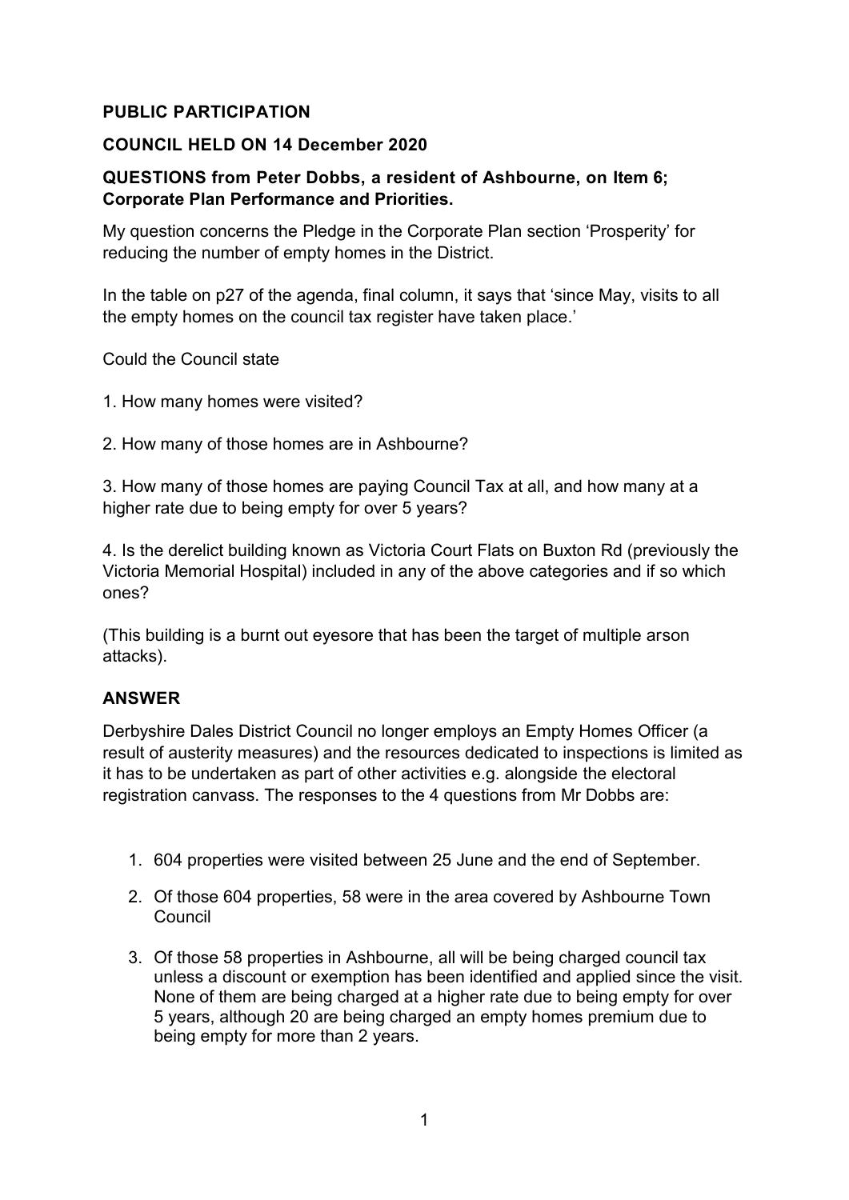**PUBLIC PARTICIPATION**

**COUNCIL HELD ON 14 December 2020**

**QUESTIONS from Peter Dobbs, a resident of Ashbourne, on Item 6; Corporate Plan Performance and Priorities.**

My question concerns the Pledge in the Corporate Plan section 'Prosperity' for reducing the number of empty homes in the District.

In the table on p27 of the agenda, final column, it says that 'since May, visits to all the empty homes on the council tax register have taken place.'

Could the Council state

1. How many homes were visited?

2. How many of those homes are in Ashbourne?

3. How many of those homes are paying Council Tax at all, and how many at a higher rate due to being empty for over 5 years?

4. Is the derelict building known as Victoria Court Flats on Buxton Rd (previously the Victoria Memorial Hospital) included in any of the above categories and if so which ones?

(This building is a burnt out eyesore that has been the target of multiple arson attacks).

**ANSWER**

Derbyshire Dales District Council no longer employs an Empty Homes Officer (a result of austerity measures) and the resources dedicated to inspections is limited as it has to be undertaken as part of other activities e.g. alongside the electoral registration canvass. The responses to the 4 questions from Mr Dobbs are:

1. 604 properties were visited between 25 June and the end of September.
2. Of those 604 properties, 58 were in the area covered by Ashbourne Town Council
3. Of those 58 properties in Ashbourne, all will be being charged council tax unless a discount or exemption has been identified and applied since the visit. None of them are being charged at a higher rate due to being empty for over 5 years, although 20 are being charged an empty homes premium due to being empty for more than 2 years.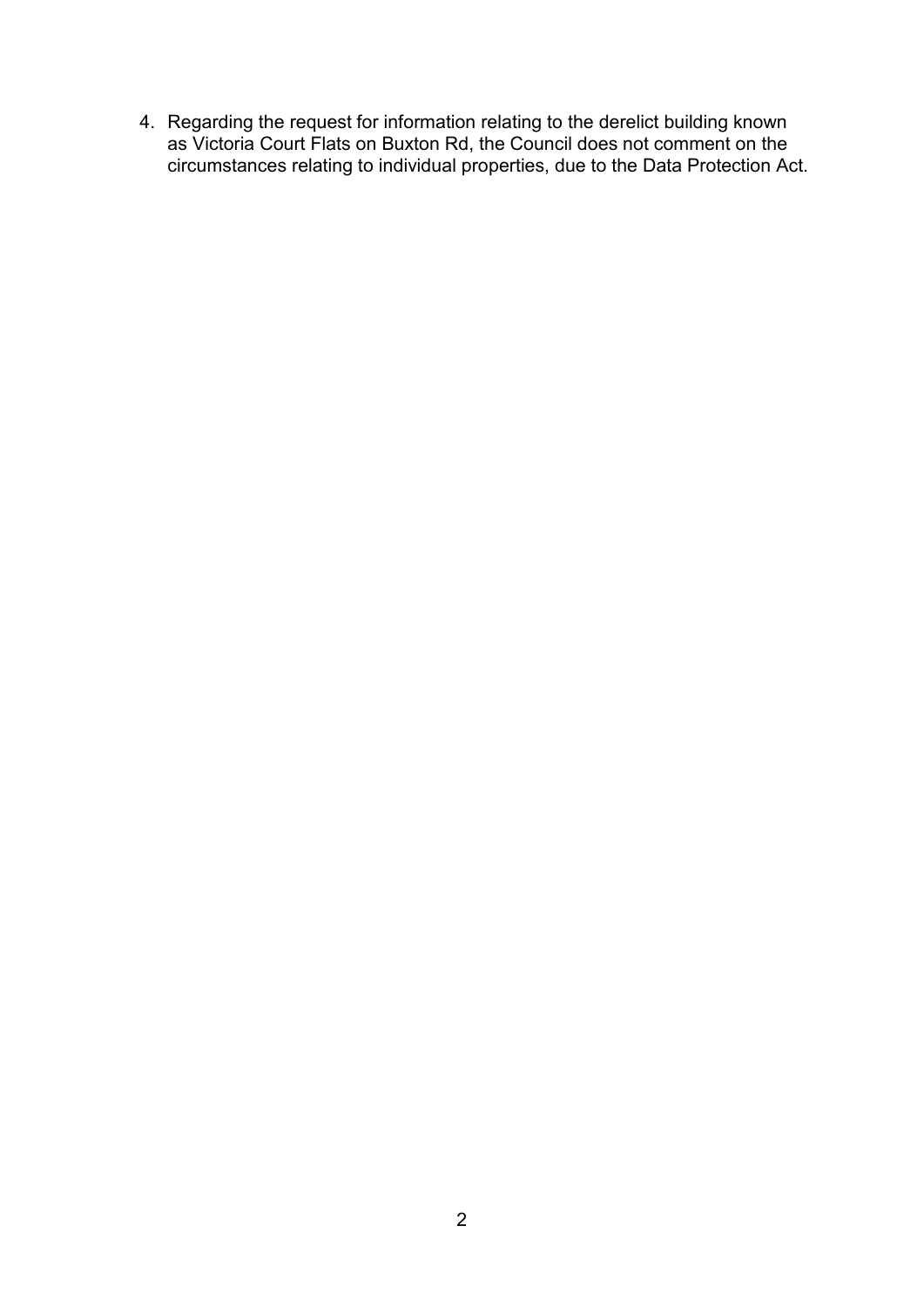4. Regarding the request for information relating to the derelict building known as Victoria Court Flats on Buxton Rd, the Council does not comment on the circumstances relating to individual properties, due to the Data Protection Act.